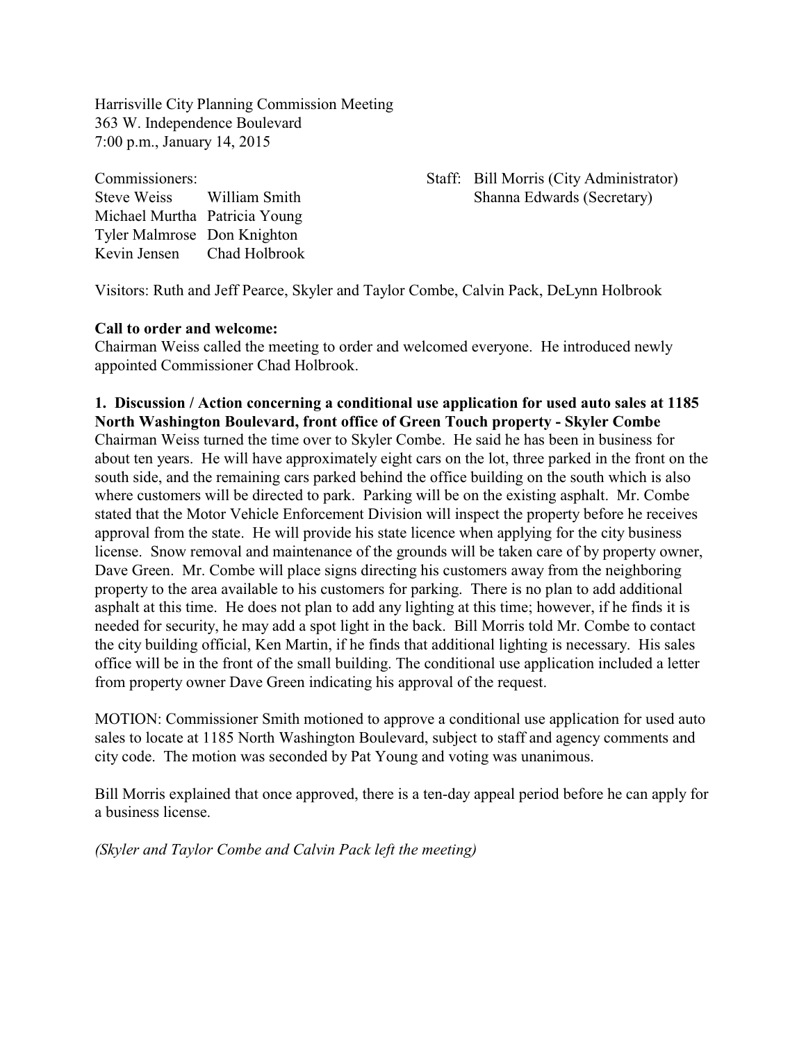Harrisville City Planning Commission Meeting
363 W. Independence Boulevard
7:00 p.m., January 14, 2015

| Commissioners: | | Staff: |
| --- | --- | --- |
| Steve Weiss | William Smith | Bill Morris (City Administrator) |
| Michael Murtha | Patricia Young | Shanna Edwards (Secretary) |
| Tyler Malmrose | Don Knighton | |
| Kevin Jensen | Chad Holbrook | |

Visitors: Ruth and Jeff Pearce, Skyler and Taylor Combe, Calvin Pack, DeLynn Holbrook

**Call to order and welcome:**
Chairman Weiss called the meeting to order and welcomed everyone. He introduced newly appointed Commissioner Chad Holbrook.

**1. Discussion / Action concerning a conditional use application for used auto sales at 1185 North Washington Boulevard, front office of Green Touch property - Skyler Combe**
Chairman Weiss turned the time over to Skyler Combe. He said he has been in business for about ten years. He will have approximately eight cars on the lot, three parked in the front on the south side, and the remaining cars parked behind the office building on the south which is also where customers will be directed to park. Parking will be on the existing asphalt. Mr. Combe stated that the Motor Vehicle Enforcement Division will inspect the property before he receives approval from the state. He will provide his state licence when applying for the city business license. Snow removal and maintenance of the grounds will be taken care of by property owner, Dave Green. Mr. Combe will place signs directing his customers away from the neighboring property to the area available to his customers for parking. There is no plan to add additional asphalt at this time. He does not plan to add any lighting at this time; however, if he finds it is needed for security, he may add a spot light in the back. Bill Morris told Mr. Combe to contact the city building official, Ken Martin, if he finds that additional lighting is necessary. His sales office will be in the front of the small building. The conditional use application included a letter from property owner Dave Green indicating his approval of the request.

MOTION: Commissioner Smith motioned to approve a conditional use application for used auto sales to locate at 1185 North Washington Boulevard, subject to staff and agency comments and city code. The motion was seconded by Pat Young and voting was unanimous.

Bill Morris explained that once approved, there is a ten-day appeal period before he can apply for a business license.

*(Skyler and Taylor Combe and Calvin Pack left the meeting)*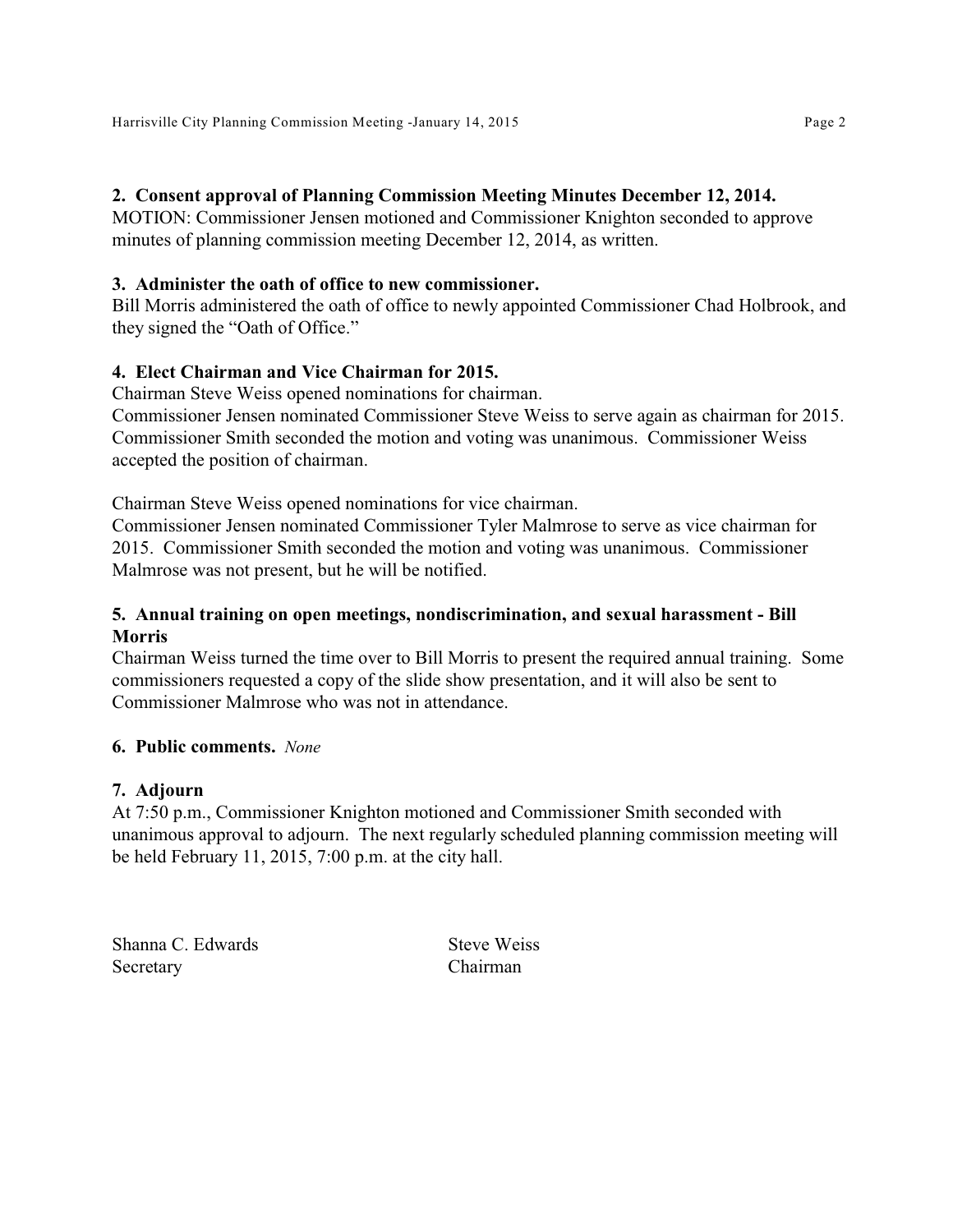**2. Consent approval of Planning Commission Meeting Minutes December 12, 2014.**
MOTION: Commissioner Jensen motioned and Commissioner Knighton seconded to approve minutes of planning commission meeting December 12, 2014, as written.

**3. Administer the oath of office to new commissioner.**
Bill Morris administered the oath of office to newly appointed Commissioner Chad Holbrook, and they signed the "Oath of Office."

**4. Elect Chairman and Vice Chairman for 2015.**
Chairman Steve Weiss opened nominations for chairman.
Commissioner Jensen nominated Commissioner Steve Weiss to serve again as chairman for 2015. Commissioner Smith seconded the motion and voting was unanimous. Commissioner Weiss accepted the position of chairman.

Chairman Steve Weiss opened nominations for vice chairman.
Commissioner Jensen nominated Commissioner Tyler Malmrose to serve as vice chairman for 2015. Commissioner Smith seconded the motion and voting was unanimous. Commissioner Malmrose was not present, but he will be notified.

**5. Annual training on open meetings, nondiscrimination, and sexual harassment - Bill Morris**
Chairman Weiss turned the time over to Bill Morris to present the required annual training. Some commissioners requested a copy of the slide show presentation, and it will also be sent to Commissioner Malmrose who was not in attendance.

**6. Public comments.** *None*

**7. Adjourn**
At 7:50 p.m., Commissioner Knighton motioned and Commissioner Smith seconded with unanimous approval to adjourn. The next regularly scheduled planning commission meeting will be held February 11, 2015, 7:00 p.m. at the city hall.

Shanna C. Edwards
Secretary

Steve Weiss
Chairman